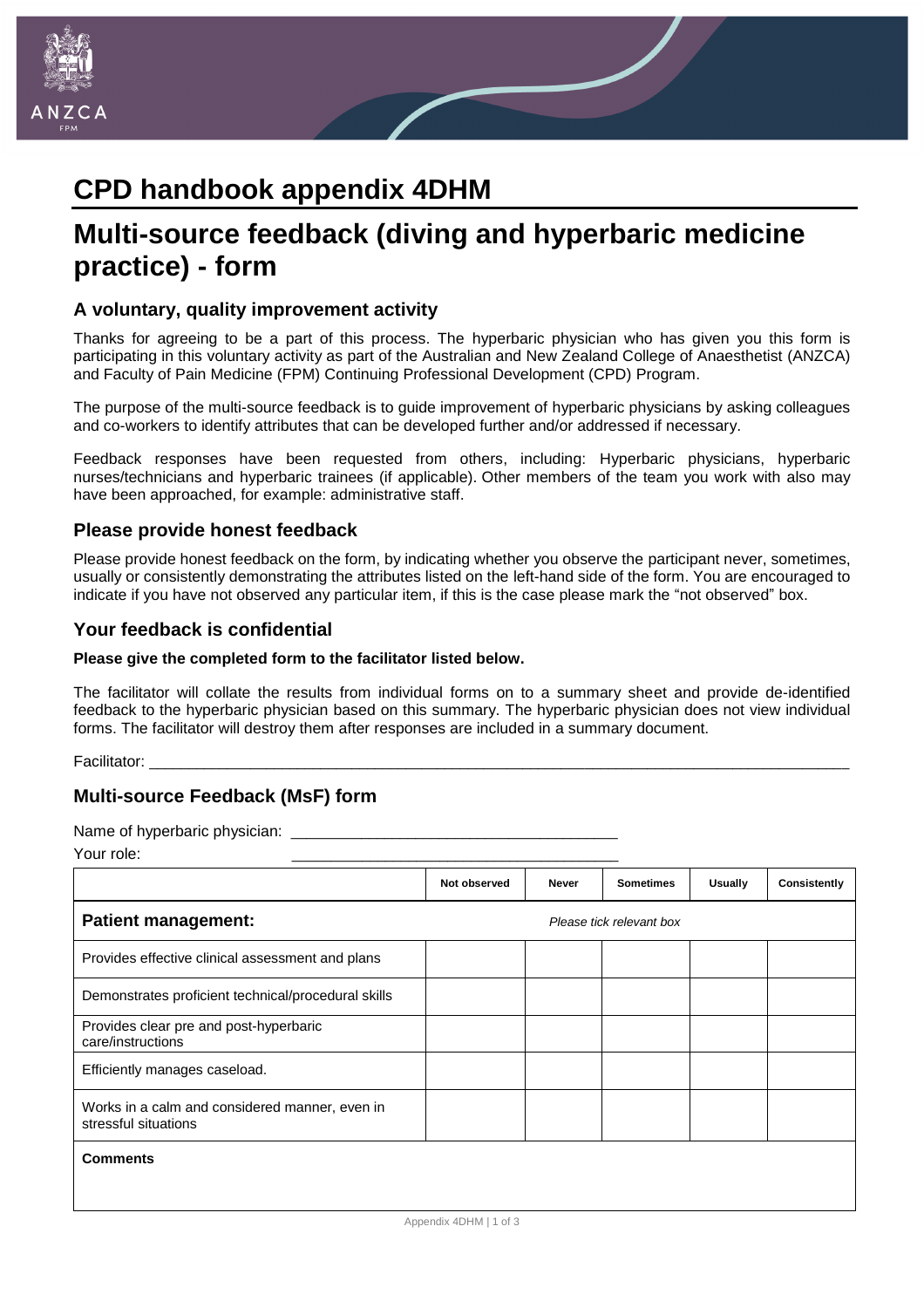# CPD handbook appendix 4DHM

# Multi-source feedback (diving and hyperbaric medicine practice) - form

## A voluntary, quality improvement activity

Thanks for agreeing to be a part of this process. The hyperbaric physician who has given you this form is participating in this voluntary activity as part of the Australian and New Zealand College of Anaesthetist (ANZCA) and Faculty of Pain Medicine (FPM) Continuing Professional Development (CPD) Program.

The purpose of the multi-source feedback is to guide improvement of hyperbaric physicians by asking colleagues and co-workers to identify attributes that can be developed further and/or addressed if necessary.

Feedback responses have been requested from others, including: Hyperbaric physicians, hyperbaric nurses/technicians and hyperbaric trainees (if applicable). Other members of the team you work with also may have been approached, for example: administrative staff.

## Please provide honest feedback

Please provide honest feedback on the form, by indicating whether you observe the participant never, sometimes, usually or consistently demonstrating the attributes listed on the left-hand side of the form. You are encouraged to indicate if you have not observed any particular item, if this is the case please mark the "not observed" box.

## Your feedback is confidential

**Please give the completed form to the facilitator listed below.**

The facilitator will collate the results from individual forms on to a summary sheet and provide de-identified feedback to the hyperbaric physician based on this summary. The hyperbaric physician does not view individual forms. The facilitator will destroy them after responses are included in a summary document.

Facilitator: ______________________________________________

## Multi-source Feedback (MsF) form

Name of hyperbaric physician: ______________________________________

Your role: ______________________________________

| | Not observed | Never | Sometimes | Usually | Consistently |
|---|---|---|---|---|---|
| **Patient management:** | *Please tick relevant box* | | | | |
| Provides effective clinical assessment and plans | | | | | |
| Demonstrates proficient technical/procedural skills | | | | | |
| Provides clear pre and post-hyperbaric care/instructions | | | | | |
| Efficiently manages caseload. | | | | | |
| Works in a calm and considered manner, even in stressful situations | | | | | |
| **Comments** | | | | | |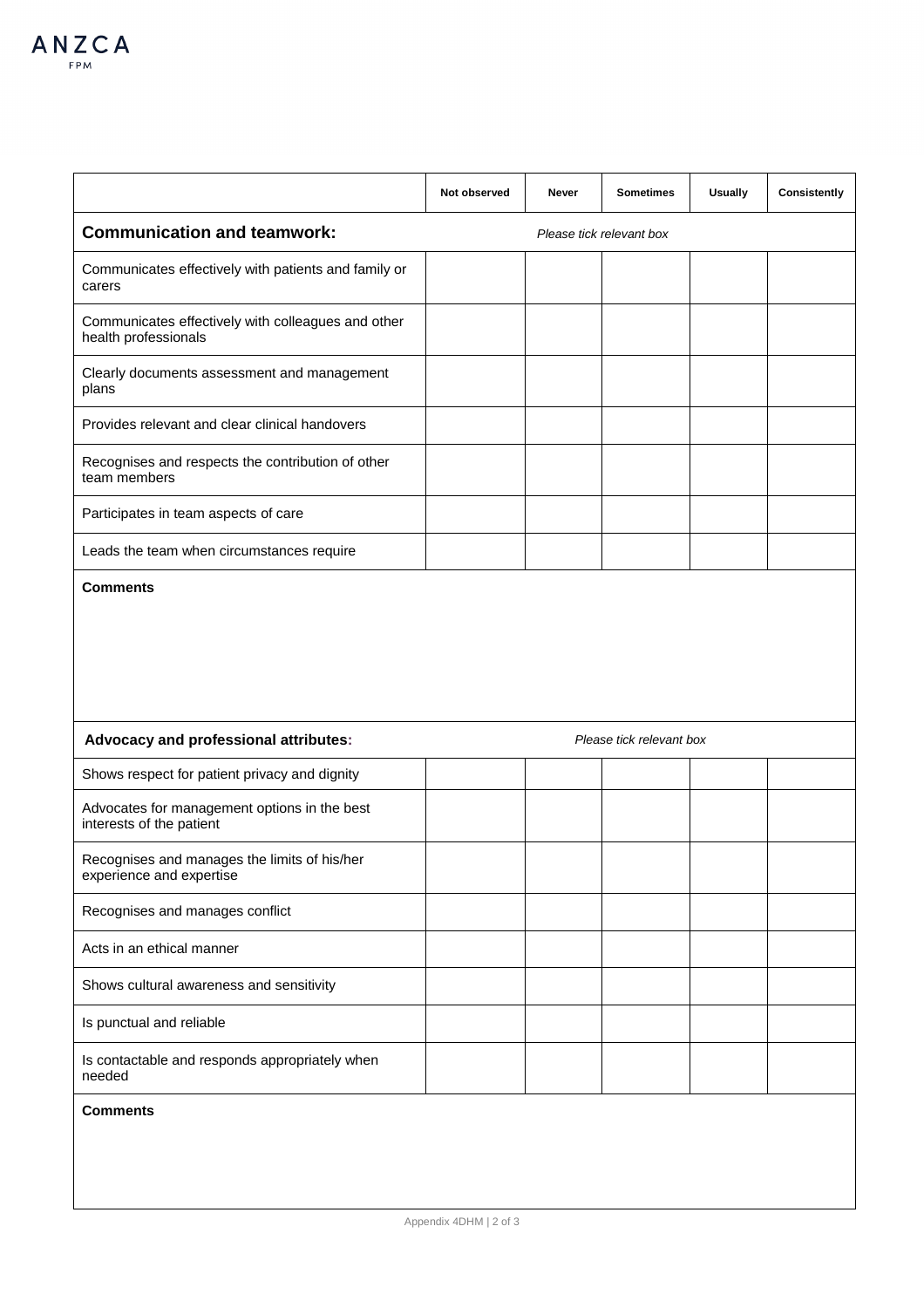| | Not observed | Never | Sometimes | Usually | Consistently |
|---|---|---|---|---|---|
| **Communication and teamwork:** *Please tick relevant box* | | | | | |
| Communicates effectively with patients and family or carers | | | | | |
| Communicates effectively with colleagues and other health professionals | | | | | |
| Clearly documents assessment and management plans | | | | | |
| Provides relevant and clear clinical handovers | | | | | |
| Recognises and respects the contribution of other team members | | | | | |
| Participates in team aspects of care | | | | | |
| Leads the team when circumstances require | | | | | |
| **Comments** | | | | | |
| **Advocacy and professional attributes:** *Please tick relevant box* | | | | | |
| Shows respect for patient privacy and dignity | | | | | |
| Advocates for management options in the best interests of the patient | | | | | |
| Recognises and manages the limits of his/her experience and expertise | | | | | |
| Recognises and manages conflict | | | | | |
| Acts in an ethical manner | | | | | |
| Shows cultural awareness and sensitivity | | | | | |
| Is punctual and reliable | | | | | |
| Is contactable and responds appropriately when needed | | | | | |
| **Comments** | | | | | |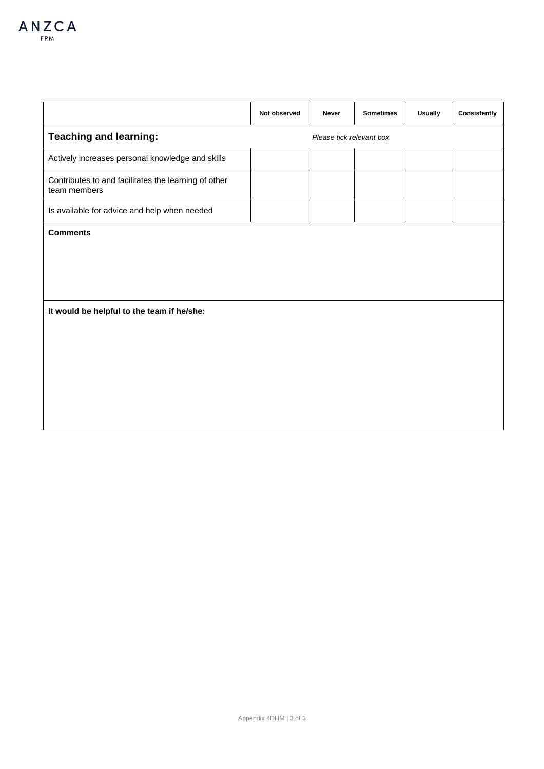| | Not observed | Never | Sometimes | Usually | Consistently |
|---|---|---|---|---|---|
| **Teaching and learning:** *Please tick relevant box* | | | | | |
| Actively increases personal knowledge and skills | | | | | |
| Contributes to and facilitates the learning of other team members | | | | | |
| Is available for advice and help when needed | | | | | |

**Comments**

**It would be helpful to the team if he/she:**